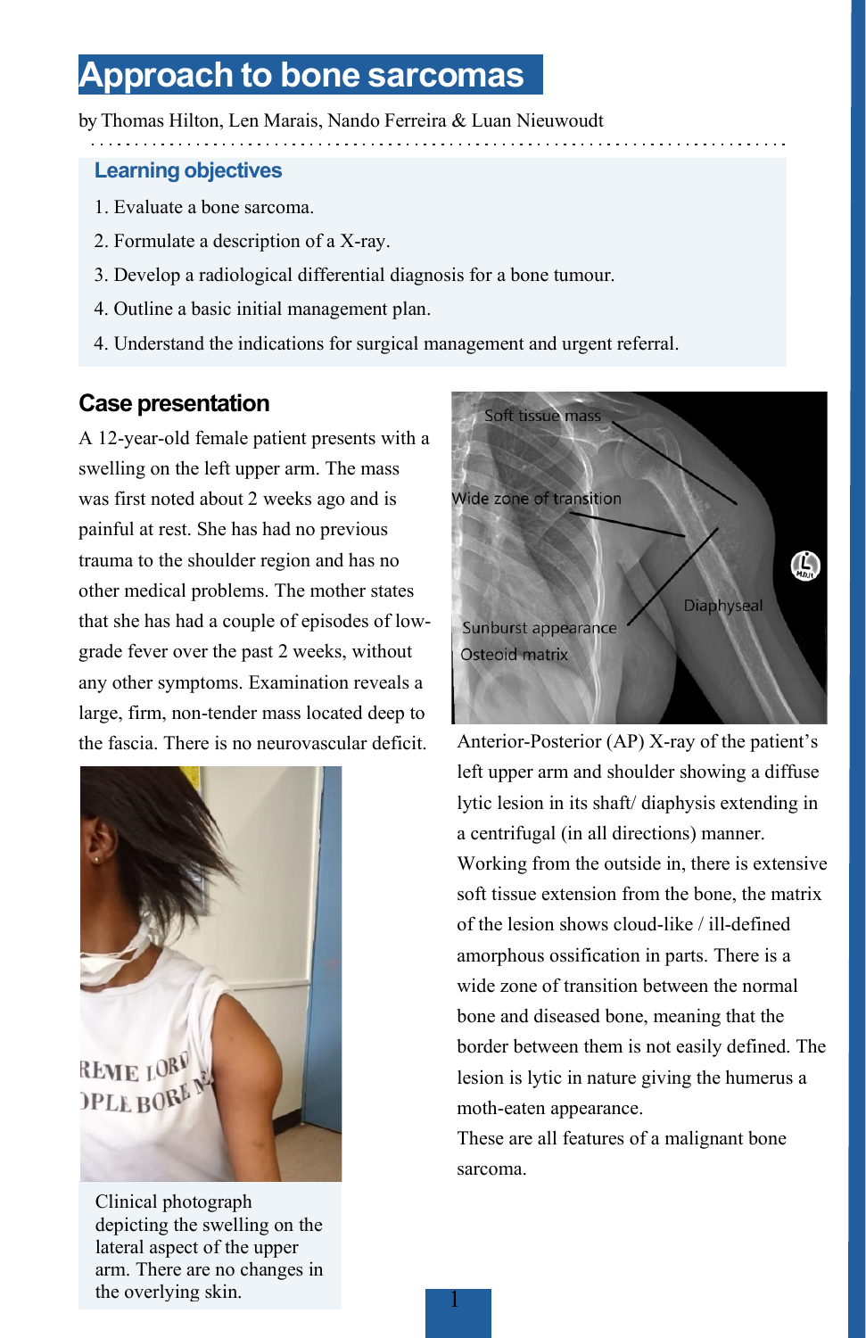# Approach to bone sarcomas

by Thomas Hilton, Len Marais, Nando Ferreira & Luan Nieuwoudt

### Learning objectives

1. Evaluate a bone sarcoma.
2. Formulate a description of a X-ray.
3. Develop a radiological differential diagnosis for a bone tumour.
4. Outline a basic initial management plan.
4. Understand the indications for surgical management and urgent referral.

## Case presentation

A 12-year-old female patient presents with a swelling on the left upper arm. The mass was first noted about 2 weeks ago and is painful at rest. She has had no previous trauma to the shoulder region and has no other medical problems. The mother states that she has had a couple of episodes of low-grade fever over the past 2 weeks, without any other symptoms. Examination reveals a large, firm, non-tender mass located deep to the fascia. There is no neurovascular deficit.

Clinical photograph depicting the swelling on the lateral aspect of the upper arm. There are no changes in the overlying skin.

Anterior-Posterior (AP) X-ray of the patient's left upper arm and shoulder showing a diffuse lytic lesion in its shaft/ diaphysis extending in a centrifugal (in all directions) manner. Working from the outside in, there is extensive soft tissue extension from the bone, the matrix of the lesion shows cloud-like / ill-defined amorphous ossification in parts. There is a wide zone of transition between the normal bone and diseased bone, meaning that the border between them is not easily defined. The lesion is lytic in nature giving the humerus a moth-eaten appearance.

These are all features of a malignant bone sarcoma.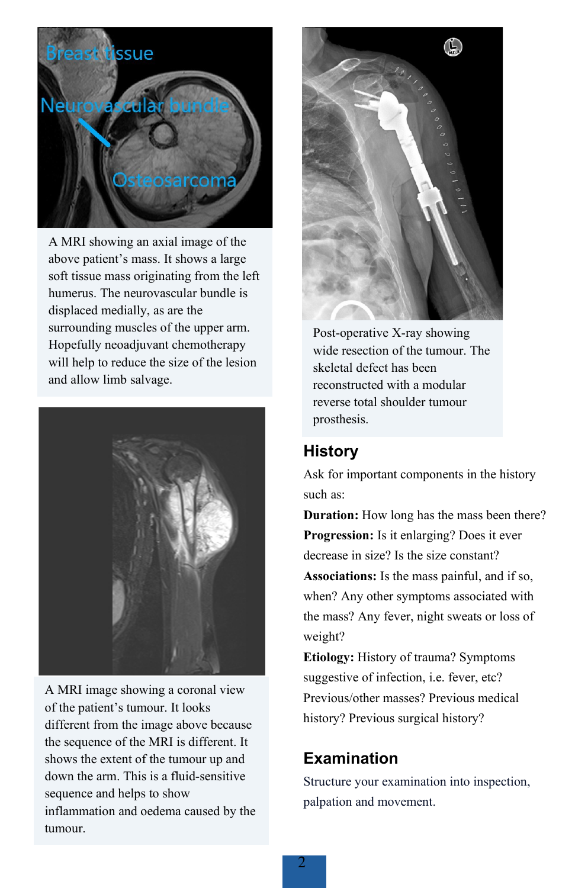A MRI showing an axial image of the above patient's mass. It shows a large soft tissue mass originating from the left humerus. The neurovascular bundle is displaced medially, as are the surrounding muscles of the upper arm. Hopefully neoadjuvant chemotherapy will help to reduce the size of the lesion and allow limb salvage.

A MRI image showing a coronal view of the patient's tumour. It looks different from the image above because the sequence of the MRI is different. It shows the extent of the tumour up and down the arm. This is a fluid-sensitive sequence and helps to show inflammation and oedema caused by the tumour.

Post-operative X-ray showing wide resection of the tumour. The skeletal defect has been reconstructed with a modular reverse total shoulder tumour prosthesis.

## History

Ask for important components in the history such as:

**Duration:** How long has the mass been there?

**Progression:** Is it enlarging? Does it ever decrease in size? Is the size constant?

**Associations:** Is the mass painful, and if so, when? Any other symptoms associated with the mass? Any fever, night sweats or loss of weight?

**Etiology:** History of trauma? Symptoms suggestive of infection, i.e. fever, etc? Previous/other masses? Previous medical history? Previous surgical history?

## Examination

Structure your examination into inspection, palpation and movement.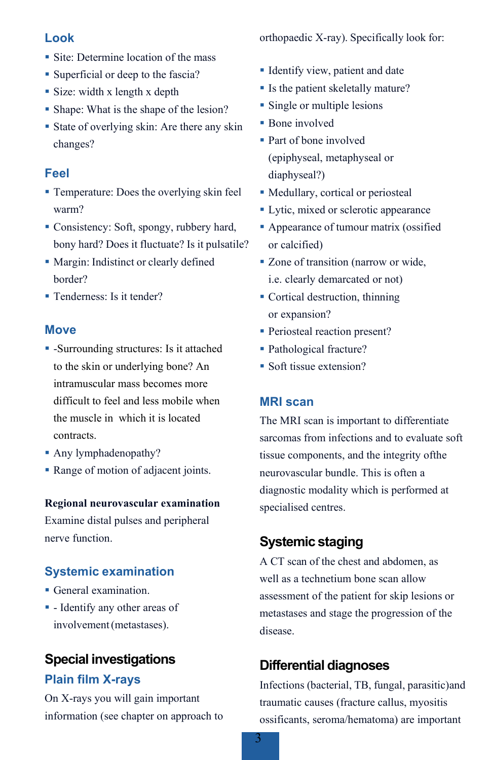## Look

- Site: Determine location of the mass
- Superficial or deep to the fascia?
- Size: width x length x depth
- Shape: What is the shape of the lesion?
- State of overlying skin: Are there any skin changes?

## Feel

- Temperature: Does the overlying skin feel warm?
- Consistency: Soft, spongy, rubbery hard, bony hard? Does it fluctuate? Is it pulsatile?
- Margin: Indistinct or clearly defined border?
- Tenderness: Is it tender?

## Move

- -Surrounding structures: Is it attached to the skin or underlying bone? An intramuscular mass becomes more difficult to feel and less mobile when the muscle in which it is located contracts.
- Any lymphadenopathy?
- Range of motion of adjacent joints.

**Regional neurovascular examination**

Examine distal pulses and peripheral nerve function.

## Systemic examination

- General examination.
- - Identify any other areas of involvement (metastases).

# Special investigations

## Plain film X-rays

On X-rays you will gain important information (see chapter on approach to orthopaedic X-ray). Specifically look for:

- Identify view, patient and date
- Is the patient skeletally mature?
- Single or multiple lesions
- Bone involved
- Part of bone involved (epiphyseal, metaphyseal or diaphyseal?)
- Medullary, cortical or periosteal
- Lytic, mixed or sclerotic appearance
- Appearance of tumour matrix (ossified or calcified)
- Zone of transition (narrow or wide, i.e. clearly demarcated or not)
- Cortical destruction, thinning or expansion?
- Periosteal reaction present?
- Pathological fracture?
- Soft tissue extension?

## MRI scan

The MRI scan is important to differentiate sarcomas from infections and to evaluate soft tissue components, and the integrity ofthe neurovascular bundle. This is often a diagnostic modality which is performed at specialised centres.

# Systemic staging

A CT scan of the chest and abdomen, as well as a technetium bone scan allow assessment of the patient for skip lesions or metastases and stage the progression of the disease.

# Differential diagnoses

Infections (bacterial, TB, fungal, parasitic)and traumatic causes (fracture callus, myositis ossificants, seroma/hematoma) are important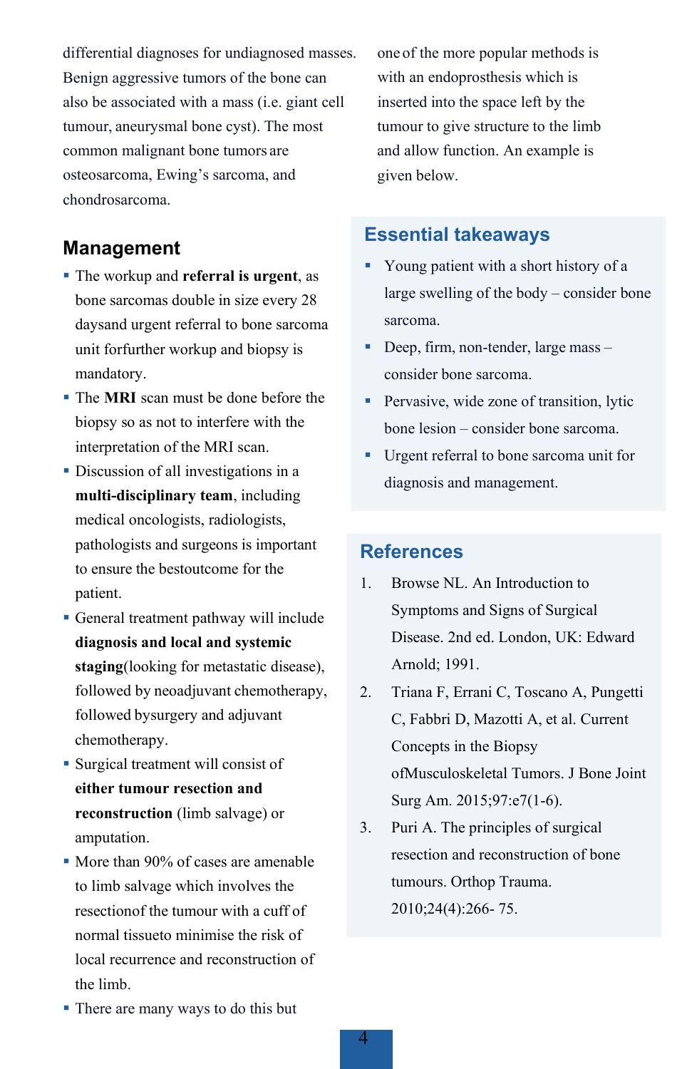differential diagnoses for undiagnosed masses. Benign aggressive tumors of the bone can also be associated with a mass (i.e. giant cell tumour, aneurysmal bone cyst). The most common malignant bone tumors are osteosarcoma, Ewing's sarcoma, and chondrosarcoma.

## Management

- The workup and **referral is urgent**, as bone sarcomas double in size every 28 daysand urgent referral to bone sarcoma unit forfurther workup and biopsy is mandatory.
- The **MRI** scan must be done before the biopsy so as not to interfere with the interpretation of the MRI scan.
- Discussion of all investigations in a **multi-disciplinary team**, including medical oncologists, radiologists, pathologists and surgeons is important to ensure the bestoutcome for the patient.
- General treatment pathway will include **diagnosis and local and systemic staging**(looking for metastatic disease), followed by neoadjuvant chemotherapy, followed bysurgery and adjuvant chemotherapy.
- Surgical treatment will consist of **either tumour resection and reconstruction** (limb salvage) or amputation.
- More than 90% of cases are amenable to limb salvage which involves the resectionof the tumour with a cuff of normal tissueto minimise the risk of local recurrence and reconstruction of the limb.
- There are many ways to do this but one of the more popular methods is with an endoprosthesis which is inserted into the space left by the tumour to give structure to the limb and allow function. An example is given below.

## Essential takeaways

- Young patient with a short history of a large swelling of the body – consider bone sarcoma.
- Deep, firm, non-tender, large mass – consider bone sarcoma.
- Pervasive, wide zone of transition, lytic bone lesion – consider bone sarcoma.
- Urgent referral to bone sarcoma unit for diagnosis and management.

## References

1. Browse NL. An Introduction to Symptoms and Signs of Surgical Disease. 2nd ed. London, UK: Edward Arnold; 1991.
2. Triana F, Errani C, Toscano A, Pungetti C, Fabbri D, Mazotti A, et al. Current Concepts in the Biopsy ofMusculoskeletal Tumors. J Bone Joint Surg Am. 2015;97:e7(1-6).
3. Puri A. The principles of surgical resection and reconstruction of bone tumours. Orthop Trauma. 2010;24(4):266- 75.